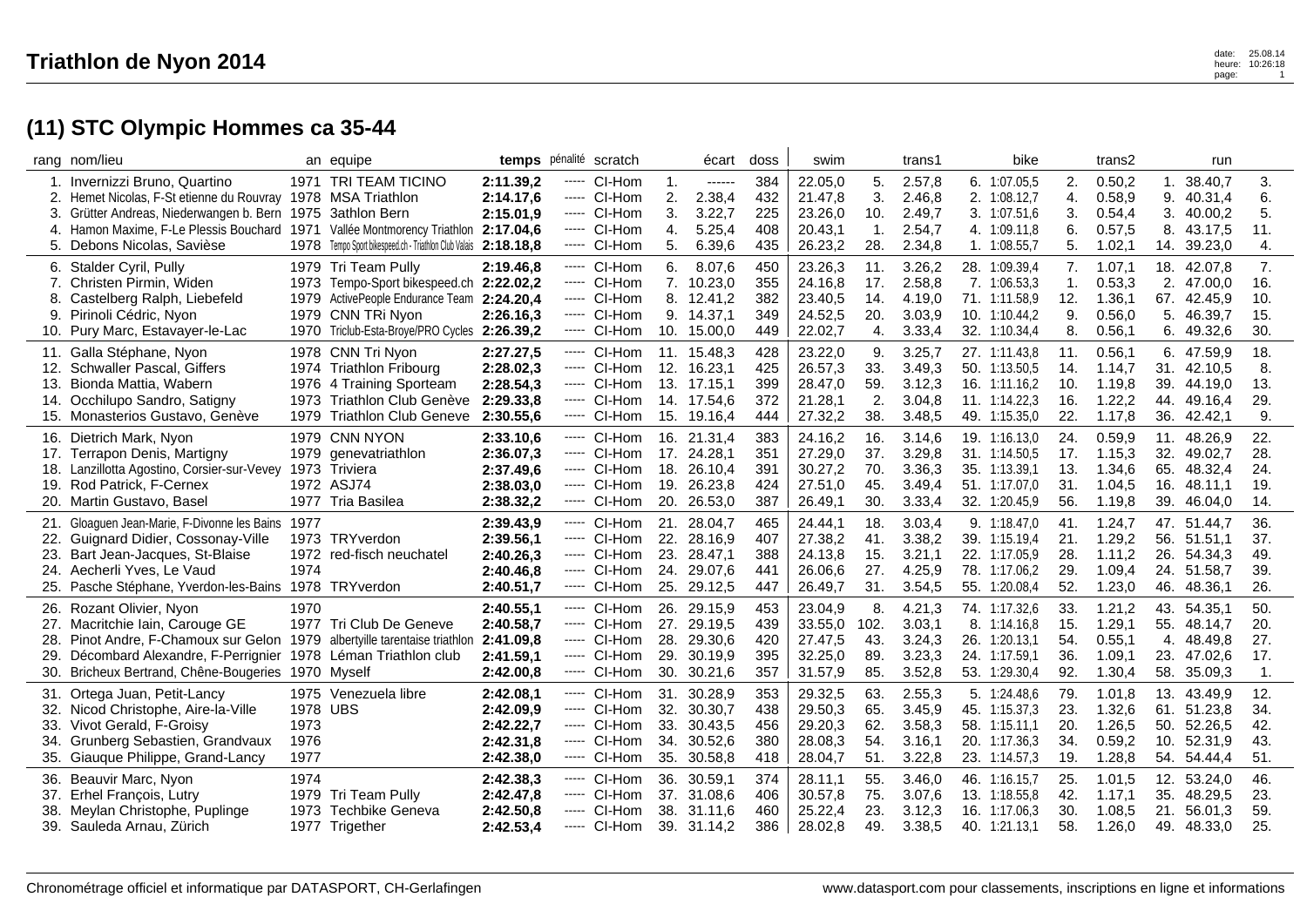# Triathlon de Nyon 2014

## (11) STC Olympic Hommes ca 35-44

| rang | nom/lieu | an | equipe | temps | pénalité | scratch | | écart | doss | swim | | trans1 | | bike | | trans2 | | run | |
|---|---|---|---|---|---|---|---|---|---|---|---|---|---|---|---|---|---|---|---|
| 1. | Invernizzi Bruno, Quartino | 1971 | TRI TEAM TICINO | **2:11.39,2** | ----- | Cl-Hom | 1. | ------ | 384 | 22.05,0 | 5. | 2.57,8 | 6. | 1:07.05,5 | 2. | 0.50,2 | 1. | 38.40,7 | 3. |
| 2. | Hemet Nicolas, F-St etienne du Rouvray | 1978 | MSA Triathlon | **2:14.17,6** | ----- | Cl-Hom | 2. | 2.38,4 | 432 | 21.47,8 | 3. | 2.46,8 | 2. | 1:08.12,7 | 4. | 0.58,9 | 9. | 40.31,4 | 6. |
| 3. | Grütter Andreas, Niederwangen b. Bern | 1975 | 3athlon Bern | **2:15.01,9** | ----- | Cl-Hom | 3. | 3.22,7 | 225 | 23.26,0 | 10. | 2.49,7 | 3. | 1:07.51,6 | 3. | 0.54,4 | 3. | 40.00,2 | 5. |
| 4. | Hamon Maxime, F-Le Plessis Bouchard | 1971 | Vallée Montmorency Triathlon | **2:17.04,6** | ----- | Cl-Hom | 4. | 5.25,4 | 408 | 20.43,1 | 1. | 2.54,7 | 4. | 1:09.11,8 | 6. | 0.57,5 | 8. | 43.17,5 | 11. |
| 5. | Debons Nicolas, Savièse | 1978 | Tempo Sport bikespeed.ch - Triathlon Club Valais | **2:18.18,8** | ----- | Cl-Hom | 5. | 6.39,6 | 435 | 26.23,2 | 28. | 2.34,8 | 1. | 1:08.55,7 | 5. | 1.02,1 | 14. | 39.23,0 | 4. |
| 6. | Stalder Cyril, Pully | 1979 | Tri Team Pully | **2:19.46,8** | ----- | Cl-Hom | 6. | 8.07,6 | 450 | 23.26,3 | 11. | 3.26,2 | 28. | 1:09.39,4 | 7. | 1.07,1 | 18. | 42.07,8 | 7. |
| 7. | Christen Pirmin, Widen | 1973 | Tempo-Sport bikespeed.ch | **2:22.02,2** | ----- | Cl-Hom | 7. | 10.23,0 | 355 | 24.16,8 | 17. | 2.58,8 | 7. | 1:06.53,3 | 1. | 0.53,3 | 2. | 47.00,0 | 16. |
| 8. | Castelberg Ralph, Liebefeld | 1979 | ActivePeople Endurance Team | **2:24.20,4** | ----- | Cl-Hom | 8. | 12.41,2 | 382 | 23.40,5 | 14. | 4.19,0 | 71. | 1:11.58,9 | 12. | 1.36,1 | 67. | 42.49,9 | 10. |
| 9. | Pirinoli Cédric, Nyon | 1979 | CNN TRi Nyon | **2:26.16,3** | ----- | Cl-Hom | 9. | 14.37,1 | 349 | 24.52,5 | 20. | 3.03,9 | 10. | 1:10.44,2 | 9. | 0.56,0 | 5. | 46.39,7 | 15. |
| 10. | Pury Marc, Estavayer-le-Lac | 1970 | Triclub-Esta-Broye/PRO Cycles | **2:26.39,2** | ----- | Cl-Hom | 10. | 15.00,0 | 449 | 22.02,7 | 4. | 3.33,4 | 32. | 1:10.34,4 | 8. | 0.56,1 | 6. | 49.32,6 | 30. |
| 11. | Galla Stéphane, Nyon | 1978 | CNN Tri Nyon | **2:27.27,5** | ----- | Cl-Hom | 11. | 15.48,3 | 428 | 23.22,0 | 9. | 3.25,7 | 27. | 1:11.43,8 | 11. | 0.56,1 | 6. | 47.59,9 | 18. |
| 12. | Schwaller Pascal, Giffers | 1974 | Triathlon Fribourg | **2:28.02,3** | ----- | Cl-Hom | 12. | 16.23,1 | 425 | 26.57,3 | 33. | 3.49,3 | 50. | 1:13.50,5 | 14. | 1.14,7 | 31. | 42.10,5 | 8. |
| 13. | Bionda Mattia, Wabern | 1976 | 4 Training Sporteam | **2:28.54,3** | ----- | Cl-Hom | 13. | 17.15,1 | 399 | 28.47,0 | 59. | 3.12,3 | 16. | 1:11.16,2 | 10. | 1.19,8 | 39. | 44.19,0 | 13. |
| 14. | Occhilupo Sandro, Satigny | 1973 | Triathlon Club Genève | **2:29.33,8** | ----- | Cl-Hom | 14. | 17.54,6 | 372 | 21.28,1 | 2. | 3.04,8 | 11. | 1:14.22,3 | 16. | 1.22,2 | 44. | 49.16,4 | 29. |
| 15. | Monasterios Gustavo, Genève | 1979 | Triathlon Club Geneve | **2:30.55,6** | ----- | Cl-Hom | 15. | 19.16,4 | 444 | 27.32,2 | 38. | 3.48,5 | 49. | 1:15.35,0 | 22. | 1.17,8 | 36. | 42.42,1 | 9. |
| 16. | Dietrich Mark, Nyon | 1979 | CNN NYON | **2:33.10,6** | ----- | Cl-Hom | 16. | 21.31,4 | 383 | 24.16,2 | 16. | 3.14,6 | 19. | 1:16.13,0 | 24. | 0.59,9 | 11. | 48.26,9 | 22. |
| 17. | Terrapon Denis, Martigny | 1979 | genevatriathlon | **2:36.07,3** | ----- | Cl-Hom | 17. | 24.28,1 | 351 | 27.29,0 | 37. | 3.29,8 | 31. | 1:14.50,5 | 17. | 1.15,3 | 32. | 49.02,7 | 28. |
| 18. | Lanzillotta Agostino, Corsier-sur-Vevey | 1973 | Triviera | **2:37.49,6** | ----- | Cl-Hom | 18. | 26.10,4 | 391 | 30.27,2 | 70. | 3.36,3 | 35. | 1:13.39,1 | 13. | 1.34,6 | 65. | 48.32,4 | 24. |
| 19. | Rod Patrick, F-Cernex | 1972 | ASJ74 | **2:38.03,0** | ----- | Cl-Hom | 19. | 26.23,8 | 424 | 27.51,0 | 45. | 3.49,4 | 51. | 1:17.07,0 | 31. | 1.04,5 | 16. | 48.11,1 | 19. |
| 20. | Martin Gustavo, Basel | 1977 | Tria Basilea | **2:38.32,2** | ----- | Cl-Hom | 20. | 26.53,0 | 387 | 26.49,1 | 30. | 3.33,4 | 32. | 1:20.45,9 | 56. | 1.19,8 | 39. | 46.04,0 | 14. |
| 21. | Gloaguen Jean-Marie, F-Divonne les Bains | 1977 | | **2:39.43,9** | ----- | Cl-Hom | 21. | 28.04,7 | 465 | 24.44,1 | 18. | 3.03,4 | 9. | 1:18.47,0 | 41. | 1.24,7 | 47. | 51.44,7 | 36. |
| 22. | Guignard Didier, Cossonay-Ville | 1973 | TRYverdon | **2:39.56,1** | ----- | Cl-Hom | 22. | 28.16,9 | 407 | 27.38,2 | 41. | 3.38,2 | 39. | 1:15.19,4 | 21. | 1.29,2 | 56. | 51.51,1 | 37. |
| 23. | Bart Jean-Jacques, St-Blaise | 1972 | red-fisch neuchatel | **2:40.26,3** | ----- | Cl-Hom | 23. | 28.47,1 | 388 | 24.13,8 | 15. | 3.21,1 | 22. | 1:17.05,9 | 28. | 1.11,2 | 26. | 54.34,3 | 49. |
| 24. | Aecherli Yves, Le Vaud | 1974 | | **2:40.46,8** | ----- | Cl-Hom | 24. | 29.07,6 | 441 | 26.06,6 | 27. | 4.25,9 | 78. | 1:17.06,2 | 29. | 1.09,4 | 24. | 51.58,7 | 39. |
| 25. | Pasche Stéphane, Yverdon-les-Bains | 1978 | TRYverdon | **2:40.51,7** | ----- | Cl-Hom | 25. | 29.12,5 | 447 | 26.49,7 | 31. | 3.54,5 | 55. | 1:20.08,4 | 52. | 1.23,0 | 46. | 48.36,1 | 26. |
| 26. | Rozant Olivier, Nyon | 1970 | | **2:40.55,1** | ----- | Cl-Hom | 26. | 29.15,9 | 453 | 23.04,9 | 8. | 4.21,3 | 74. | 1:17.32,6 | 33. | 1.21,2 | 43. | 54.35,1 | 50. |
| 27. | Macritchie Iain, Carouge GE | 1977 | Tri Club De Geneve | **2:40.58,7** | ----- | Cl-Hom | 27. | 29.19,5 | 439 | 33.55,0 | 102. | 3.03,1 | 8. | 1:14.16,8 | 15. | 1.29,1 | 55. | 48.14,7 | 20. |
| 28. | Pinot Andre, F-Chamoux sur Gelon | 1979 | albertyille tarentaise triathlon | **2:41.09,8** | ----- | Cl-Hom | 28. | 29.30,6 | 420 | 27.47,5 | 43. | 3.24,3 | 26. | 1:20.13,1 | 54. | 0.55,1 | 4. | 48.49,8 | 27. |
| 29. | Décombard Alexandre, F-Perrignier | 1978 | Léman Triathlon club | **2:41.59,1** | ----- | Cl-Hom | 29. | 30.19,9 | 395 | 32.25,0 | 89. | 3.23,3 | 24. | 1:17.59,1 | 36. | 1.09,1 | 23. | 47.02,6 | 17. |
| 30. | Bricheux Bertrand, Chêne-Bougeries | 1970 | Myself | **2:42.00,8** | ----- | Cl-Hom | 30. | 30.21,6 | 357 | 31.57,9 | 85. | 3.52,8 | 53. | 1:29.30,4 | 92. | 1.30,4 | 58. | 35.09,3 | 1. |
| 31. | Ortega Juan, Petit-Lancy | 1975 | Venezuela libre | **2:42.08,1** | ----- | Cl-Hom | 31. | 30.28,9 | 353 | 29.32,5 | 63. | 2.55,3 | 5. | 1:24.48,6 | 79. | 1.01,8 | 13. | 43.49,9 | 12. |
| 32. | Nicod Christophe, Aire-la-Ville | 1978 | UBS | **2:42.09,9** | ----- | Cl-Hom | 32. | 30.30,7 | 438 | 29.50,3 | 65. | 3.45,9 | 45. | 1:15.37,3 | 23. | 1.32,6 | 61. | 51.23,8 | 34. |
| 33. | Vivot Gerald, F-Groisy | 1973 | | **2:42.22,7** | ----- | Cl-Hom | 33. | 30.43,5 | 456 | 29.20,3 | 62. | 3.58,3 | 58. | 1:15.11,1 | 20. | 1.26,5 | 50. | 52.26,5 | 42. |
| 34. | Grunberg Sebastien, Grandvaux | 1976 | | **2:42.31,8** | ----- | Cl-Hom | 34. | 30.52,6 | 380 | 28.08,3 | 54. | 3.16,1 | 20. | 1:17.36,3 | 34. | 0.59,2 | 10. | 52.31,9 | 43. |
| 35. | Giauque Philippe, Grand-Lancy | 1977 | | **2:42.38,0** | ----- | Cl-Hom | 35. | 30.58,8 | 418 | 28.04,7 | 51. | 3.22,8 | 23. | 1:14.57,3 | 19. | 1.28,8 | 54. | 54.44,4 | 51. |
| 36. | Beauvir Marc, Nyon | 1974 | | **2:42.38,3** | ----- | Cl-Hom | 36. | 30.59,1 | 374 | 28.11,1 | 55. | 3.46,0 | 46. | 1:16.15,7 | 25. | 1.01,5 | 12. | 53.24,0 | 46. |
| 37. | Erhel François, Lutry | 1979 | Tri Team Pully | **2:42.47,8** | ----- | Cl-Hom | 37. | 31.08,6 | 406 | 30.57,8 | 75. | 3.07,6 | 13. | 1:18.55,8 | 42. | 1.17,1 | 35. | 48.29,5 | 23. |
| 38. | Meylan Christophe, Puplinge | 1973 | Techbike Geneva | **2:42.50,8** | ----- | Cl-Hom | 38. | 31.11,6 | 460 | 25.22,4 | 23. | 3.12,3 | 16. | 1:17.06,3 | 30. | 1.08,5 | 21. | 56.01,3 | 59. |
| 39. | Sauleda Arnau, Zürich | 1977 | Trigether | **2:42.53,4** | ----- | Cl-Hom | 39. | 31.14,2 | 386 | 28.02,8 | 49. | 3.38,5 | 40. | 1:21.13,1 | 58. | 1.26,0 | 49. | 48.33,0 | 25. |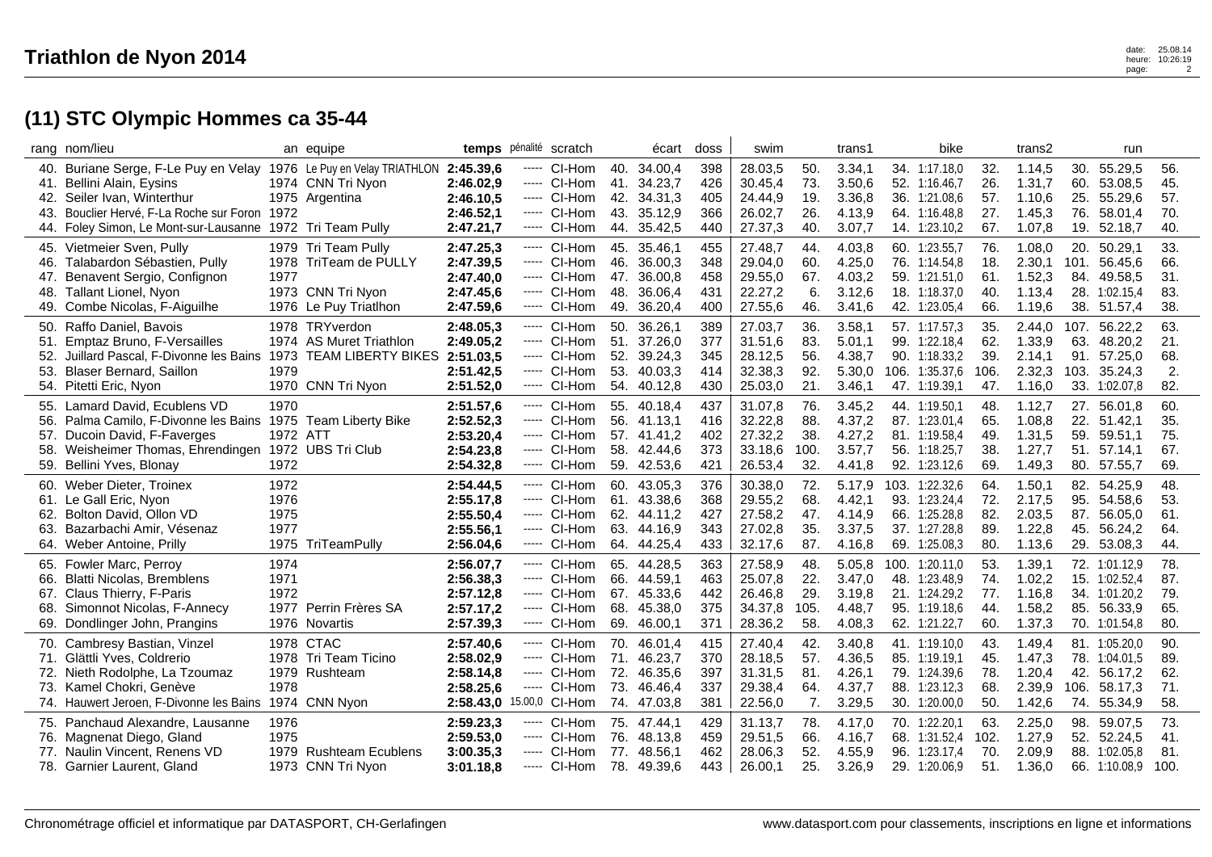# Triathlon de Nyon 2014

## (11) STC Olympic Hommes ca 35-44

| rang | nom/lieu | an | equipe | temps | pénalité | scratch | | écart | doss | swim | | trans1 | | bike | | trans2 | | run | |
|---|---|---|---|---|---|---|---|---|---|---|---|---|---|---|---|---|---|---|---|
| 40. | Buriane Serge, F-Le Puy en Velay | 1976 | Le Puy en Velay TRIATHLON | 2:45.39,6 | ----- | Cl-Hom | 40. | 34.00,4 | 398 | 28.03,5 | 50. | 3.34,1 | 34. | 1:17.18,0 | 32. | 1.14,5 | 30. | 55.29,5 | 56. |
| 41. | Bellini Alain, Eysins | 1974 | CNN Tri Nyon | 2:46.02,9 | ----- | Cl-Hom | 41. | 34.23,7 | 426 | 30.45,4 | 73. | 3.50,6 | 52. | 1:16.46,7 | 26. | 1.31,7 | 60. | 53.08,5 | 45. |
| 42. | Seiler Ivan, Winterthur | 1975 | Argentina | 2:46.10,5 | ----- | Cl-Hom | 42. | 34.31,3 | 405 | 24.44,9 | 19. | 3.36,8 | 36. | 1:21.08,6 | 57. | 1.10,6 | 25. | 55.29,6 | 57. |
| 43. | Bouclier Hervé, F-La Roche sur Foron | 1972 | | 2:46.52,1 | ----- | Cl-Hom | 43. | 35.12,9 | 366 | 26.02,7 | 26. | 4.13,9 | 64. | 1:16.48,8 | 27. | 1.45,3 | 76. | 58.01,4 | 70. |
| 44. | Foley Simon, Le Mont-sur-Lausanne | 1972 | Tri Team Pully | 2:47.21,7 | ----- | Cl-Hom | 44. | 35.42,5 | 440 | 27.37,3 | 40. | 3.07,7 | 14. | 1:23.10,2 | 67. | 1.07,8 | 19. | 52.18,7 | 40. |
| 45. | Vietmeier Sven, Pully | 1979 | Tri Team Pully | 2:47.25,3 | ----- | Cl-Hom | 45. | 35.46,1 | 455 | 27.48,7 | 44. | 4.03,8 | 60. | 1:23.55,7 | 76. | 1.08,0 | 20. | 50.29,1 | 33. |
| 46. | Talabardon Sébastien, Pully | 1978 | TriTeam de PULLY | 2:47.39,5 | ----- | Cl-Hom | 46. | 36.00,3 | 348 | 29.04,0 | 60. | 4.25,0 | 76. | 1:14.54,8 | 18. | 2.30,1 | 101. | 56.45,6 | 66. |
| 47. | Benavent Sergio, Confignon | 1977 | | 2:47.40,0 | ----- | Cl-Hom | 47. | 36.00,8 | 458 | 29.55,0 | 67. | 4.03,2 | 59. | 1:21.51,0 | 61. | 1.52,3 | 84. | 49.58,5 | 31. |
| 48. | Tallant Lionel, Nyon | 1973 | CNN Tri Nyon | 2:47.45,6 | ----- | Cl-Hom | 48. | 36.06,4 | 431 | 22.27,2 | 6. | 3.12,6 | 18. | 1:18.37,0 | 40. | 1.13,4 | 28. | 1:02.15,4 | 83. |
| 49. | Combe Nicolas, F-Aiguilhe | 1976 | Le Puy Triatlhon | 2:47.59,6 | ----- | Cl-Hom | 49. | 36.20,4 | 400 | 27.55,6 | 46. | 3.41,6 | 42. | 1:23.05,4 | 66. | 1.19,6 | 38. | 51.57,4 | 38. |
| 50. | Raffo Daniel, Bavois | 1978 | TRYverdon | 2:48.05,3 | ----- | Cl-Hom | 50. | 36.26,1 | 389 | 27.03,7 | 36. | 3.58,1 | 57. | 1:17.57,3 | 35. | 2.44,0 | 107. | 56.22,2 | 63. |
| 51. | Emptaz Bruno, F-Versailles | 1974 | AS Muret Triathlon | 2:49.05,2 | ----- | Cl-Hom | 51. | 37.26,0 | 377 | 31.51,6 | 83. | 5.01,1 | 99. | 1:22.18,4 | 62. | 1.33,9 | 63. | 48.20,2 | 21. |
| 52. | Juillard Pascal, F-Divonne les Bains | 1973 | TEAM LIBERTY BIKES | 2:51.03,5 | ----- | Cl-Hom | 52. | 39.24,3 | 345 | 28.12,5 | 56. | 4.38,7 | 90. | 1:18.33,2 | 39. | 2.14,1 | 91. | 57.25,0 | 68. |
| 53. | Blaser Bernard, Saillon | 1979 | | 2:51.42,5 | ----- | Cl-Hom | 53. | 40.03,3 | 414 | 32.38,3 | 92. | 5.30,0 | 106. | 1:35.37,6 | 106. | 2.32,3 | 103. | 35.24,3 | 2. |
| 54. | Pitetti Eric, Nyon | 1970 | CNN Tri Nyon | 2:51.52,0 | ----- | Cl-Hom | 54. | 40.12,8 | 430 | 25.03,0 | 21. | 3.46,1 | 47. | 1:19.39,1 | 47. | 1.16,0 | 33. | 1:02.07,8 | 82. |
| 55. | Lamard David, Ecublens VD | 1970 | | 2:51.57,6 | ----- | Cl-Hom | 55. | 40.18,4 | 437 | 31.07,8 | 76. | 3.45,2 | 44. | 1:19.50,1 | 48. | 1.12,7 | 27. | 56.01,8 | 60. |
| 56. | Palma Camilo, F-Divonne les Bains | 1975 | Team Liberty Bike | 2:52.52,3 | ----- | Cl-Hom | 56. | 41.13,1 | 416 | 32.22,8 | 88. | 4.37,2 | 87. | 1:23.01,4 | 65. | 1.08,8 | 22. | 51.42,1 | 35. |
| 57. | Ducoin David, F-Faverges | 1972 | ATT | 2:53.20,4 | ----- | Cl-Hom | 57. | 41.41,2 | 402 | 27.32,2 | 38. | 4.27,2 | 81. | 1:19.58,4 | 49. | 1.31,5 | 59. | 59.51,1 | 75. |
| 58. | Weisheimer Thomas, Ehrendingen | 1972 | UBS Tri Club | 2:54.23,8 | ----- | Cl-Hom | 58. | 42.44,6 | 373 | 33.18,6 | 100. | 3.57,7 | 56. | 1:18.25,7 | 38. | 1.27,7 | 51. | 57.14,1 | 67. |
| 59. | Bellini Yves, Blonay | 1972 | | 2:54.32,8 | ----- | Cl-Hom | 59. | 42.53,6 | 421 | 26.53,4 | 32. | 4.41,8 | 92. | 1:23.12,6 | 69. | 1.49,3 | 80. | 57.55,7 | 69. |
| 60. | Weber Dieter, Troinex | 1972 | | 2:54.44,5 | ----- | Cl-Hom | 60. | 43.05,3 | 376 | 30.38,0 | 72. | 5.17,9 | 103. | 1:22.32,6 | 64. | 1.50,1 | 82. | 54.25,9 | 48. |
| 61. | Le Gall Eric, Nyon | 1976 | | 2:55.17,8 | ----- | Cl-Hom | 61. | 43.38,6 | 368 | 29.55,2 | 68. | 4.42,1 | 93. | 1:23.24,4 | 72. | 2.17,5 | 95. | 54.58,6 | 53. |
| 62. | Bolton David, Ollon VD | 1975 | | 2:55.50,4 | ----- | Cl-Hom | 62. | 44.11,2 | 427 | 27.58,2 | 47. | 4.14,9 | 66. | 1:25.28,8 | 82. | 2.03,5 | 87. | 56.05,0 | 61. |
| 63. | Bazarbachi Amir, Vésenaz | 1977 | | 2:55.56,1 | ----- | Cl-Hom | 63. | 44.16,9 | 343 | 27.02,8 | 35. | 3.37,5 | 37. | 1:27.28,8 | 89. | 1.22,8 | 45. | 56.24,2 | 64. |
| 64. | Weber Antoine, Prilly | 1975 | TriTeamPully | 2:56.04,6 | ----- | Cl-Hom | 64. | 44.25,4 | 433 | 32.17,6 | 87. | 4.16,8 | 69. | 1:25.08,3 | 80. | 1.13,6 | 29. | 53.08,3 | 44. |
| 65. | Fowler Marc, Perroy | 1974 | | 2:56.07,7 | ----- | Cl-Hom | 65. | 44.28,5 | 363 | 27.58,9 | 48. | 5.05,8 | 100. | 1:20.11,0 | 53. | 1.39,1 | 72. | 1:01.12,9 | 78. |
| 66. | Blatti Nicolas, Bremblens | 1971 | | 2:56.38,3 | ----- | Cl-Hom | 66. | 44.59,1 | 463 | 25.07,8 | 22. | 3.47,0 | 48. | 1:23.48,9 | 74. | 1.02,2 | 15. | 1:02.52,4 | 87. |
| 67. | Claus Thierry, F-Paris | 1972 | | 2:57.12,8 | ----- | Cl-Hom | 67. | 45.33,6 | 442 | 26.46,8 | 29. | 3.19,8 | 21. | 1:24.29,2 | 77. | 1.16,8 | 34. | 1:01.20,2 | 79. |
| 68. | Simonnot Nicolas, F-Annecy | 1977 | Perrin Frères SA | 2:57.17,2 | ----- | Cl-Hom | 68. | 45.38,0 | 375 | 34.37,8 | 105. | 4.48,7 | 95. | 1:19.18,6 | 44. | 1.58,2 | 85. | 56.33,9 | 65. |
| 69. | Dondlinger John, Prangins | 1976 | Novartis | 2:57.39,3 | ----- | Cl-Hom | 69. | 46.00,1 | 371 | 28.36,2 | 58. | 4.08,3 | 62. | 1:21.22,7 | 60. | 1.37,3 | 70. | 1:01.54,8 | 80. |
| 70. | Cambresy Bastian, Vinzel | 1978 | CTAC | 2:57.40,6 | ----- | Cl-Hom | 70. | 46.01,4 | 415 | 27.40,4 | 42. | 3.40,8 | 41. | 1:19.10,0 | 43. | 1.49,4 | 81. | 1:05.20,0 | 90. |
| 71. | Glättli Yves, Coldrerio | 1978 | Tri Team Ticino | 2:58.02,9 | ----- | Cl-Hom | 71. | 46.23,7 | 370 | 28.18,5 | 57. | 4.36,5 | 85. | 1:19.19,1 | 45. | 1.47,3 | 78. | 1:04.01,5 | 89. |
| 72. | Nieth Rodolphe, La Tzoumaz | 1979 | Rushteam | 2:58.14,8 | ----- | Cl-Hom | 72. | 46.35,6 | 397 | 31.31,5 | 81. | 4.26,1 | 79. | 1:24.39,6 | 78. | 1.20,4 | 42. | 56.17,2 | 62. |
| 73. | Kamel Chokri, Genève | 1978 | | 2:58.25,6 | ----- | Cl-Hom | 73. | 46.46,4 | 337 | 29.38,4 | 64. | 4.37,7 | 88. | 1:23.12,3 | 68. | 2.39,9 | 106. | 58.17,3 | 71. |
| 74. | Hauwert Jeroen, F-Divonne les Bains | 1974 | CNN Nyon | 2:58.43,0 | 15.00,0 | Cl-Hom | 74. | 47.03,8 | 381 | 22.56,0 | 7. | 3.29,5 | 30. | 1:20.00,0 | 50. | 1.42,6 | 74. | 55.34,9 | 58. |
| 75. | Panchaud Alexandre, Lausanne | 1976 | | 2:59.23,3 | ----- | Cl-Hom | 75. | 47.44,1 | 429 | 31.13,7 | 78. | 4.17,0 | 70. | 1:22.20,1 | 63. | 2.25,0 | 98. | 59.07,5 | 73. |
| 76. | Magnenat Diego, Gland | 1975 | | 2:59.53,0 | ----- | Cl-Hom | 76. | 48.13,8 | 459 | 29.51,5 | 66. | 4.16,7 | 68. | 1:31.52,4 | 102. | 1.27,9 | 52. | 52.24,5 | 41. |
| 77. | Naulin Vincent, Renens VD | 1979 | Rushteam Ecublens | 3:00.35,3 | ----- | Cl-Hom | 77. | 48.56,1 | 462 | 28.06,3 | 52. | 4.55,9 | 96. | 1:23.17,4 | 70. | 2.09,9 | 88. | 1:02.05,8 | 81. |
| 78. | Garnier Laurent, Gland | 1973 | CNN Tri Nyon | 3:01.18,8 | ----- | Cl-Hom | 78. | 49.39,6 | 443 | 26.00,1 | 25. | 3.26,9 | 29. | 1:20.06,9 | 51. | 1.36,0 | 66. | 1:10.08,9 | 100. |

Chronométrage officiel et informatique par DATASPORT, CH-Gerlafingen — www.datasport.com pour classements, inscriptions en ligne et informations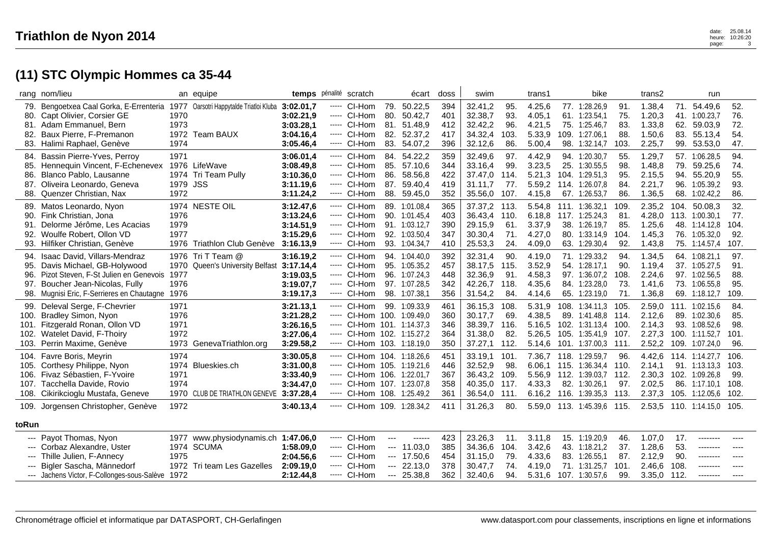# Triathlon de Nyon 2014

## (11) STC Olympic Hommes ca 35-44

| rang | nom/lieu | an | equipe | temps | pénalité | scratch | | écart | doss | swim | | trans1 | | bike | | trans2 | | run | |
|---|---|---|---|---|---|---|---|---|---|---|---|---|---|---|---|---|---|---|---|
| 79. | Bengoetxea Caal Gorka, E-Errenteria | 1977 | Oarsotri Happytalde Triatloi Kluba | **3:02.01,7** | ----- | Cl-Hom | 79. | 50.22,5 | 394 | 32.41,2 | 95. | 4.25,6 | 77. | 1:28.26,9 | 91. | 1.38,4 | 71. | 54.49,6 | 52. |
| 80. | Capt Olivier, Corsier GE | 1970 | | **3:02.21,9** | ----- | Cl-Hom | 80. | 50.42,7 | 401 | 32.38,7 | 93. | 4.05,1 | 61. | 1:23.54,1 | 75. | 1.20,3 | 41. | 1:00.23,7 | 76. |
| 81. | Adam Emmanuel, Bern | 1973 | | **3:03.28,1** | ----- | Cl-Hom | 81. | 51.48,9 | 412 | 32.42,2 | 96. | 4.21,5 | 75. | 1:25.46,7 | 83. | 1.33,8 | 62. | 59.03,9 | 72. |
| 82. | Baux Pierre, F-Premanon | 1972 | Team BAUX | **3:04.16,4** | ----- | Cl-Hom | 82. | 52.37,2 | 417 | 34.32,4 | 103. | 5.33,9 | 109. | 1:27.06,1 | 88. | 1.50,6 | 83. | 55.13,4 | 54. |
| 83. | Halimi Raphael, Genève | 1974 | | **3:05.46,4** | ----- | Cl-Hom | 83. | 54.07,2 | 396 | 32.12,6 | 86. | 5.00,4 | 98. | 1:32.14,7 | 103. | 2.25,7 | 99. | 53.53,0 | 47. |
| 84. | Bassin Pierre-Yves, Perroy | 1971 | | **3:06.01,4** | ----- | Cl-Hom | 84. | 54.22,2 | 359 | 32.49,6 | 97. | 4.42,9 | 94. | 1:20.30,7 | 55. | 1.29,7 | 57. | 1:06.28,5 | 94. |
| 85. | Hennequin Vincent, F-Echenevex | 1976 | LifeWave | **3:08.49,8** | ----- | Cl-Hom | 85. | 57.10,6 | 344 | 33.16,4 | 99. | 3.23,5 | 25. | 1:30.55,5 | 98. | 1.48,8 | 79. | 59.25,6 | 74. |
| 86. | Blanco Pablo, Lausanne | 1974 | Tri Team Pully | **3:10.36,0** | ----- | Cl-Hom | 86. | 58.56,8 | 422 | 37.47,0 | 114. | 5.21,3 | 104. | 1:29.51,3 | 95. | 2.15,5 | 94. | 55.20,9 | 55. |
| 87. | Oliveira Leonardo, Geneva | 1979 | JSS | **3:11.19,6** | ----- | Cl-Hom | 87. | 59.40,4 | 419 | 31.11,7 | 77. | 5.59,2 | 114. | 1:26.07,8 | 84. | 2.21,7 | 96. | 1:05.39,2 | 93. |
| 88. | Quenzer Christian, Nax | 1972 | | **3:11.24,2** | ----- | Cl-Hom | 88. | 59.45,0 | 352 | 35.56,0 | 107. | 4.15,8 | 67. | 1:26.53,7 | 86. | 1.36,5 | 68. | 1:02.42,2 | 86. |
| 89. | Matos Leonardo, Nyon | 1974 | NESTE OIL | **3:12.47,6** | ----- | Cl-Hom | 89. | 1:01.08,4 | 365 | 37.37,2 | 113. | 5.54,8 | 111. | 1:36.32,1 | 109. | 2.35,2 | 104. | 50.08,3 | 32. |
| 90. | Fink Christian, Jona | 1976 | | **3:13.24,6** | ----- | Cl-Hom | 90. | 1:01.45,4 | 403 | 36.43,4 | 110. | 6.18,8 | 117. | 1:25.24,3 | 81. | 4.28,0 | 113. | 1:00.30,1 | 77. |
| 91. | Delorme Jérôme, Les Acacias | 1979 | | **3:14.51,9** | ----- | Cl-Hom | 91. | 1:03.12,7 | 390 | 29.15,9 | 61. | 3.37,9 | 38. | 1:26.19,7 | 85. | 1.25,6 | 48. | 1:14.12,8 | 104. |
| 92. | Woulfe Robert, Ollon VD | 1977 | | **3:15.29,6** | ----- | Cl-Hom | 92. | 1:03.50,4 | 347 | 30.30,4 | 71. | 4.27,0 | 80. | 1:33.14,9 | 104. | 1.45,3 | 76. | 1:05.32,0 | 92. |
| 93. | Hilfiker Christian, Genève | 1976 | Triathlon Club Genève | **3:16.13,9** | ----- | Cl-Hom | 93. | 1:04.34,7 | 410 | 25.53,3 | 24. | 4.09,0 | 63. | 1:29.30,4 | 92. | 1.43,8 | 75. | 1:14.57,4 | 107. |
| 94. | Isaac David, Villars-Mendraz | 1976 | Tri T Team @ | **3:16.19,2** | ----- | Cl-Hom | 94. | 1:04.40,0 | 392 | 32.31,4 | 90. | 4.19,0 | 71. | 1:29.33,2 | 94. | 1.34,5 | 64. | 1:08.21,1 | 97. |
| 95. | Davis Michael, GB-Holywood | 1970 | Queen's University Belfast | **3:17.14,4** | ----- | Cl-Hom | 95. | 1:05.35,2 | 457 | 38.17,5 | 115. | 3.52,9 | 54. | 1:28.17,1 | 90. | 1.19,4 | 37. | 1:05.27,5 | 91. |
| 96. | Pizot Steven, F-St Julien en Genevois | 1977 | | **3:19.03,5** | ----- | Cl-Hom | 96. | 1:07.24,3 | 448 | 32.36,9 | 91. | 4.58,3 | 97. | 1:36.07,2 | 108. | 2.24,6 | 97. | 1:02.56,5 | 88. |
| 97. | Boucher Jean-Nicolas, Fully | 1976 | | **3:19.07,7** | ----- | Cl-Hom | 97. | 1:07.28,5 | 342 | 42.26,7 | 118. | 4.35,6 | 84. | 1:23.28,0 | 73. | 1.41,6 | 73. | 1:06.55,8 | 95. |
| 98. | Mugnisi Eric, F-Serrieres en Chautagne | 1976 | | **3:19.17,3** | ----- | Cl-Hom | 98. | 1:07.38,1 | 356 | 31.54,2 | 84. | 4.14,6 | 65. | 1:23.19,0 | 71. | 1.36,8 | 69. | 1:18.12,7 | 109. |
| 99. | Deleval Serge, F-Chevrier | 1971 | | **3:21.13,1** | ----- | Cl-Hom | 99. | 1:09.33,9 | 461 | 36.15,3 | 108. | 5.31,9 | 108. | 1:34.11,3 | 105. | 2.59,0 | 111. | 1:02.15,6 | 84. |
| 100. | Bradley Simon, Nyon | 1976 | | **3:21.28,2** | ----- | Cl-Hom | 100. | 1:09.49,0 | 360 | 30.17,7 | 69. | 4.38,5 | 89. | 1:41.48,8 | 114. | 2.12,6 | 89. | 1:02.30,6 | 85. |
| 101. | Fitzgerald Ronan, Ollon VD | 1971 | | **3:26.16,5** | ----- | Cl-Hom | 101. | 1:14.37,3 | 346 | 38.39,7 | 116. | 5.16,5 | 102. | 1:31.13,4 | 100. | 2.14,3 | 93. | 1:08.52,6 | 98. |
| 102. | Watelet David, F-Thoiry | 1972 | | **3:27.06,4** | ----- | Cl-Hom | 102. | 1:15.27,2 | 364 | 31.38,0 | 82. | 5.26,5 | 105. | 1:35.41,9 | 107. | 2.27,3 | 100. | 1:11.52,7 | 101. |
| 103. | Perrin Maxime, Genève | 1973 | GenevaTriathlon.org | **3:29.58,2** | ----- | Cl-Hom | 103. | 1:18.19,0 | 350 | 37.27,1 | 112. | 5.14,6 | 101. | 1:37.00,3 | 111. | 2.52,2 | 109. | 1:07.24,0 | 96. |
| 104. | Favre Boris, Meyrin | 1974 | | **3:30.05,8** | ----- | Cl-Hom | 104. | 1:18.26,6 | 451 | 33.19,1 | 101. | 7.36,7 | 118. | 1:29.59,7 | 96. | 4.42,6 | 114. | 1:14.27,7 | 106. |
| 105. | Corthesy Philippe, Nyon | 1974 | Blueskies.ch | **3:31.00,8** | ----- | Cl-Hom | 105. | 1:19.21,6 | 446 | 32.52,9 | 98. | 6.06,1 | 115. | 1:36.34,4 | 110. | 2.14,1 | 91. | 1:13.13,3 | 103. |
| 106. | Fivaz Sébastien, F-Yvoire | 1971 | | **3:33.40,9** | ----- | Cl-Hom | 106. | 1:22.01,7 | 367 | 36.43,2 | 109. | 5.56,9 | 112. | 1:39.03,7 | 112. | 2.30,3 | 102. | 1:09.26,8 | 99. |
| 107. | Tacchella Davide, Rovio | 1974 | | **3:34.47,0** | ----- | Cl-Hom | 107. | 1:23.07,8 | 358 | 40.35,0 | 117. | 4.33,3 | 82. | 1:30.26,1 | 97. | 2.02,5 | 86. | 1:17.10,1 | 108. |
| 108. | Cikirikcioglu Mustafa, Geneve | 1970 | CLUB DE TRIATHLON GENEVE | **3:37.28,4** | ----- | Cl-Hom | 108. | 1:25.49,2 | 361 | 36.54,0 | 111. | 6.16,2 | 116. | 1:39.35,3 | 113. | 2.37,3 | 105. | 1:12.05,6 | 102. |
| 109. | Jorgensen Christopher, Genève | 1972 | | **3:40.13,4** | ----- | Cl-Hom | 109. | 1:28.34,2 | 411 | 31.26,3 | 80. | 5.59,0 | 113. | 1:45.39,6 | 115. | 2.53,5 | 110. | 1:14.15,0 | 105. |

**toRun**

| rang | nom/lieu | an | equipe | temps | pénalité | scratch | | écart | doss | swim | | trans1 | | bike | | trans2 | | run | |
|---|---|---|---|---|---|---|---|---|---|---|---|---|---|---|---|---|---|---|---|
| --- | Payot Thomas, Nyon | 1977 | www.physiodynamis.ch | **1:47.06,0** | ----- | Cl-Hom | --- | ------ | 423 | 23.26,3 | 11. | 3.11,8 | 15. | 1:19.20,9 | 46. | 1.07,0 | 17. | -------- | ---- |
| --- | Corbaz Alexandre, Uster | 1974 | SCUMA | **1:58.09,0** | ----- | Cl-Hom | --- | 11.03,0 | 385 | 34.36,6 | 104. | 3.42,6 | 43. | 1:18.21,2 | 37. | 1.28,6 | 53. | -------- | ---- |
| --- | Thille Julien, F-Annecy | 1975 | | **2:04.56,6** | ----- | Cl-Hom | --- | 17.50,6 | 454 | 31.15,0 | 79. | 4.33,6 | 83. | 1:26.55,1 | 87. | 2.12,9 | 90. | -------- | ---- |
| --- | Bigler Sascha, Männedorf | 1972 | Tri team Les Gazelles | **2:09.19,0** | ----- | Cl-Hom | --- | 22.13,0 | 378 | 30.47,7 | 74. | 4.19,0 | 71. | 1:31.25,7 | 101. | 2.46,6 | 108. | -------- | ---- |
| --- | Jachens Victor, F-Collonges-sous-Salève | 1972 | | **2:12.44,8** | ----- | Cl-Hom | --- | 25.38,8 | 362 | 32.40,6 | 94. | 5.31,6 | 107. | 1:30.57,6 | 99. | 3.35,0 | 112. | -------- | ---- |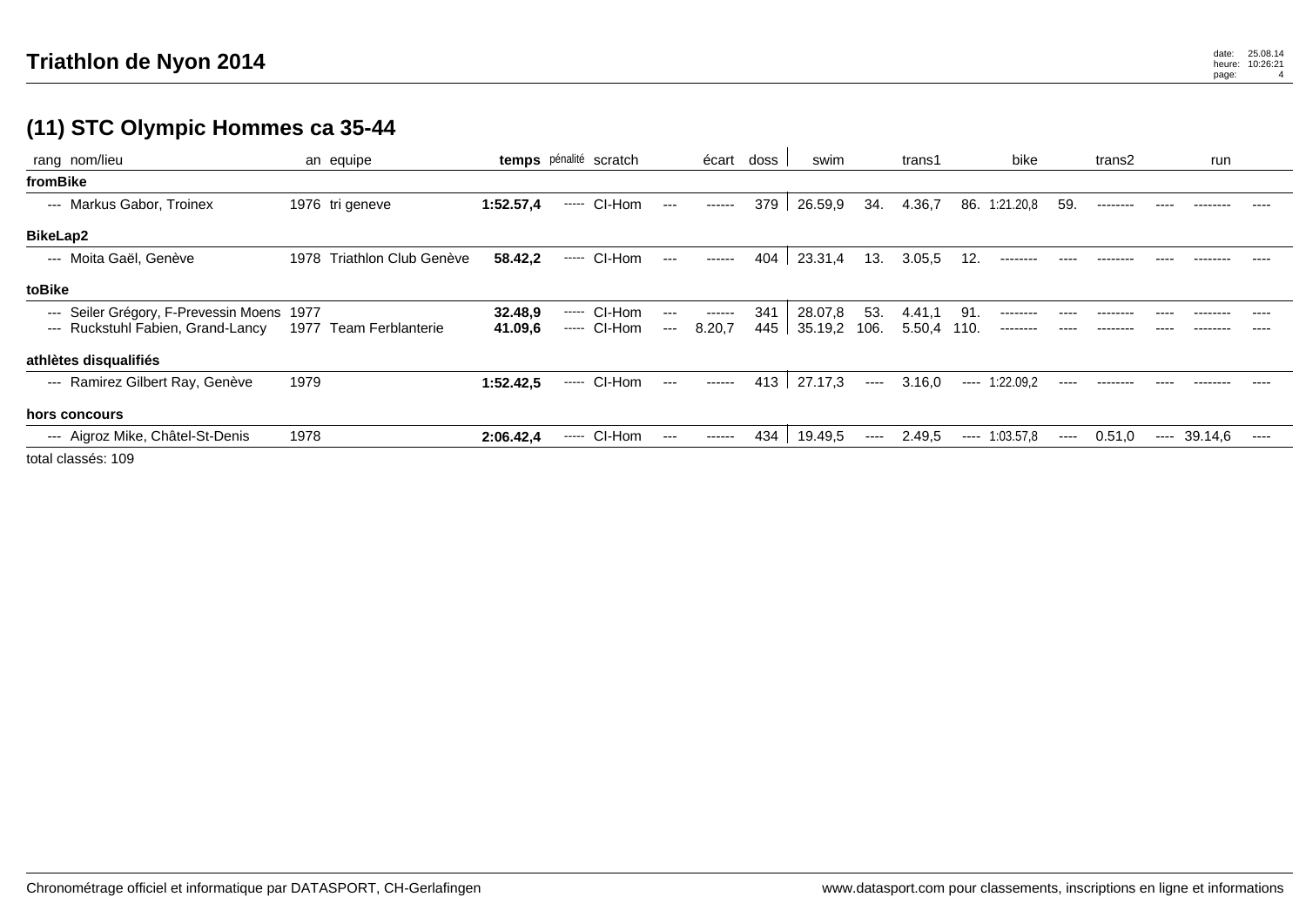# Triathlon de Nyon 2014

## (11) STC Olympic Hommes ca 35-44

| rang | nom/lieu | an | equipe | temps | pénalité | scratch | | écart | doss | swim | | trans1 | | bike | | trans2 | | run | |
|---|---|---|---|---|---|---|---|---|---|---|---|---|---|---|---|---|---|---|---|
| **fromBike** | | | | | | | | | | | | | | | | | | | |
| --- | Markus Gabor, Troinex | 1976 | tri geneve | **1:52.57,4** | ----- | Cl-Hom | --- | ------ | 379 | 26.59,9 | 34. | 4.36,7 | 86. | 1:21.20,8 | 59. | -------- | ---- | -------- | ---- |
| **BikeLap2** | | | | | | | | | | | | | | | | | | | |
| --- | Moita Gaël, Genève | 1978 | Triathlon Club Genève | **58.42,2** | ----- | Cl-Hom | --- | ------ | 404 | 23.31,4 | 13. | 3.05,5 | 12. | -------- | ---- | -------- | ---- | -------- | ---- |
| **toBike** | | | | | | | | | | | | | | | | | | | |
| --- | Seiler Grégory, F-Prevessin Moens | 1977 | | **32.48,9** | ----- | Cl-Hom | --- | ------ | 341 | 28.07,8 | 53. | 4.41,1 | 91. | -------- | ---- | -------- | ---- | -------- | ---- |
| --- | Ruckstuhl Fabien, Grand-Lancy | 1977 | Team Ferblanterie | **41.09,6** | ----- | Cl-Hom | --- | 8.20,7 | 445 | 35.19,2 | 106. | 5.50,4 | 110. | -------- | ---- | -------- | ---- | -------- | ---- |
| **athlètes disqualifiés** | | | | | | | | | | | | | | | | | | | |
| --- | Ramirez Gilbert Ray, Genève | 1979 | | **1:52.42,5** | ----- | Cl-Hom | --- | ------ | 413 | 27.17,3 | ---- | 3.16,0 | ---- | 1:22.09,2 | ---- | -------- | ---- | -------- | ---- |
| **hors concours** | | | | | | | | | | | | | | | | | | | |
| --- | Aigroz Mike, Châtel-St-Denis | 1978 | | **2:06.42,4** | ----- | Cl-Hom | --- | ------ | 434 | 19.49,5 | ---- | 2.49,5 | ---- | 1:03.57,8 | ---- | 0.51,0 | ---- | 39.14,6 | ---- |

total classés: 109